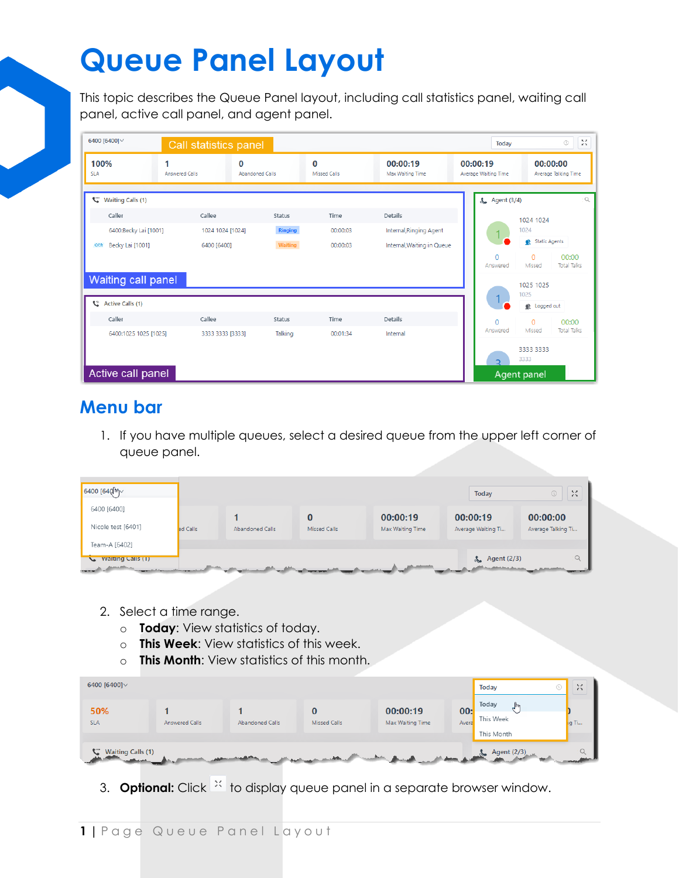# Queue Panel Layout

This topic describes the Queue Panel layout, including call statistics panel, waiting call panel, active call panel, and agent panel.

## Menu bar

1. If you have multiple queues, select a desired queue from the upper left corner of queue panel.

2. Select a time range.
   - **Today**: View statistics of today.
   - **This Week**: View statistics of this week.
   - **This Month**: View statistics of this month.

3. **Optional:** Click to display queue panel in a separate browser window.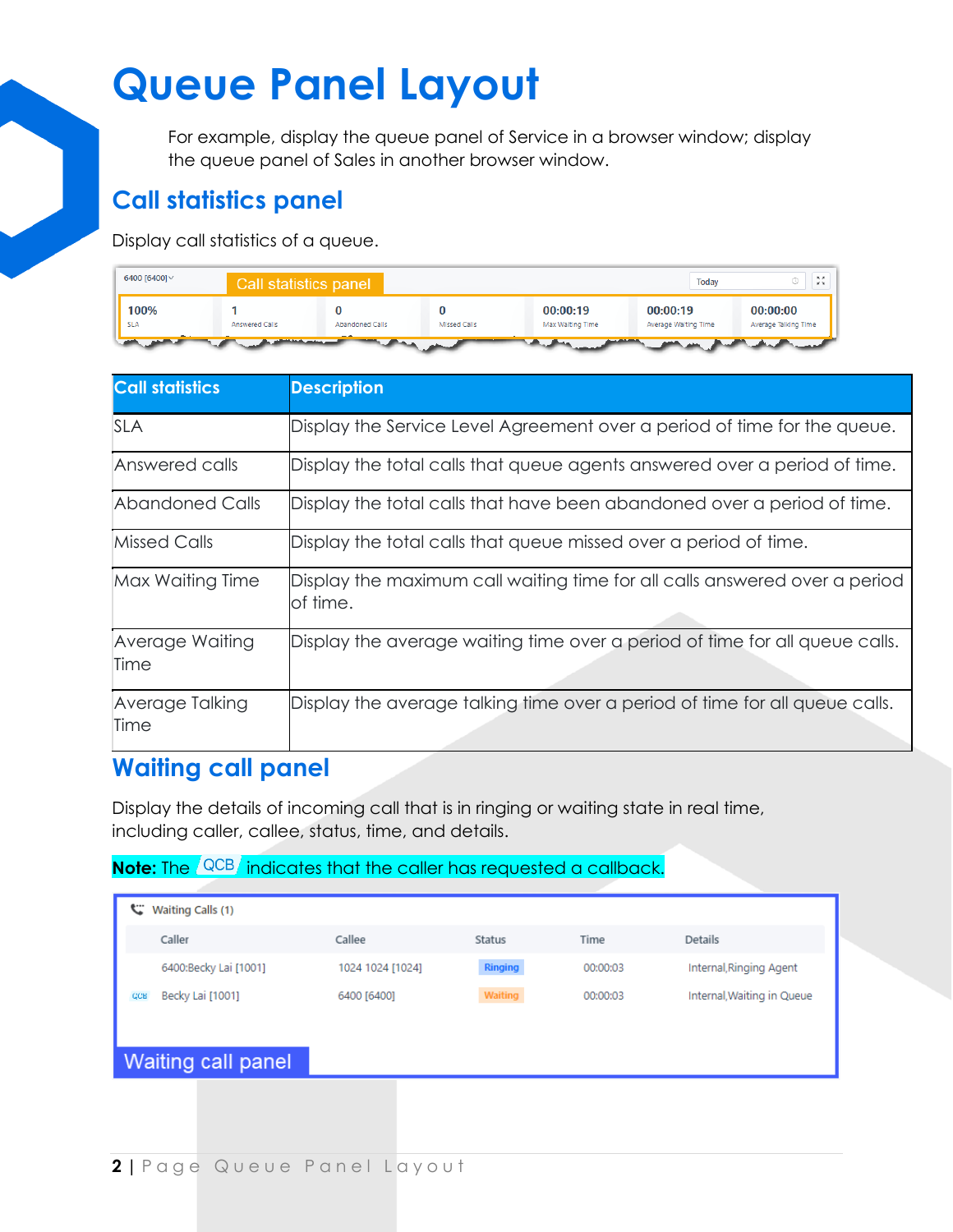# Queue Panel Layout

For example, display the queue panel of Service in a browser window; display the queue panel of Sales in another browser window.

## Call statistics panel

Display call statistics of a queue.

| Call statistics | Description |
| --- | --- |
| SLA | Display the Service Level Agreement over a period of time for the queue. |
| Answered calls | Display the total calls that queue agents answered over a period of time. |
| Abandoned Calls | Display the total calls that have been abandoned over a period of time. |
| Missed Calls | Display the total calls that queue missed over a period of time. |
| Max Waiting Time | Display the maximum call waiting time for all calls answered over a period of time. |
| Average Waiting Time | Display the average waiting time over a period of time for all queue calls. |
| Average Talking Time | Display the average talking time over a period of time for all queue calls. |

## Waiting call panel

Display the details of incoming call that is in ringing or waiting state in real time, including caller, callee, status, time, and details.

**Note:** The QCB indicates that the caller has requested a callback.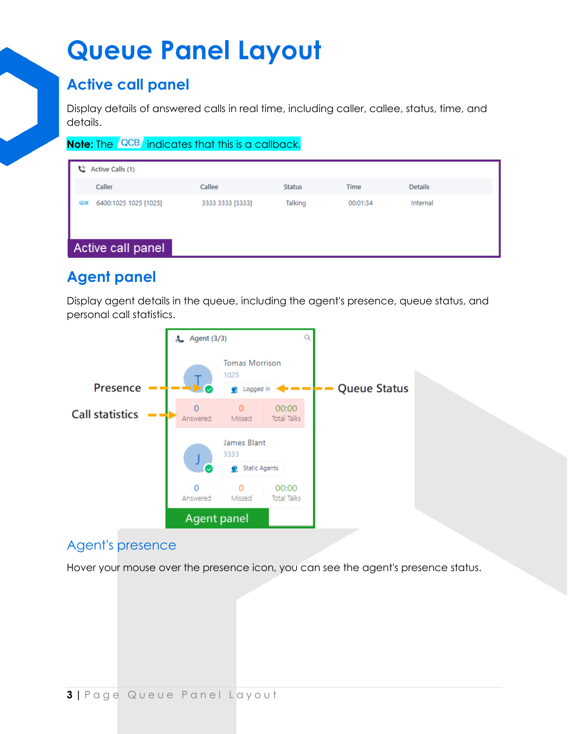# Queue Panel Layout

## Active call panel

Display details of answered calls in real time, including caller, callee, status, time, and details.

**Note:** The QCB indicates that this is a callback.

Active Calls (1)

| | Caller | Callee | Status | Time | Details |
|---|---|---|---|---|---|
| QCB | 6400:1025 1025 [1025] | 3333 3333 [3333] | Talking | 00:01:34 | Internal |

Active call panel

## Agent panel

Display agent details in the queue, including the agent's presence, queue status, and personal call statistics.

Agent (3/3)

Tomas Morrison
1025
Logged in

| Answered | Missed | Total Talks |
|---|---|---|
| 0 | 0 | 00:00 |

James Blant
3333
Static Agents

| Answered | Missed | Total Talks |
|---|---|---|
| 0 | 0 | 00:00 |

Presence
Call statistics
Queue Status
Agent panel

### Agent's presence

Hover your mouse over the presence icon, you can see the agent's presence status.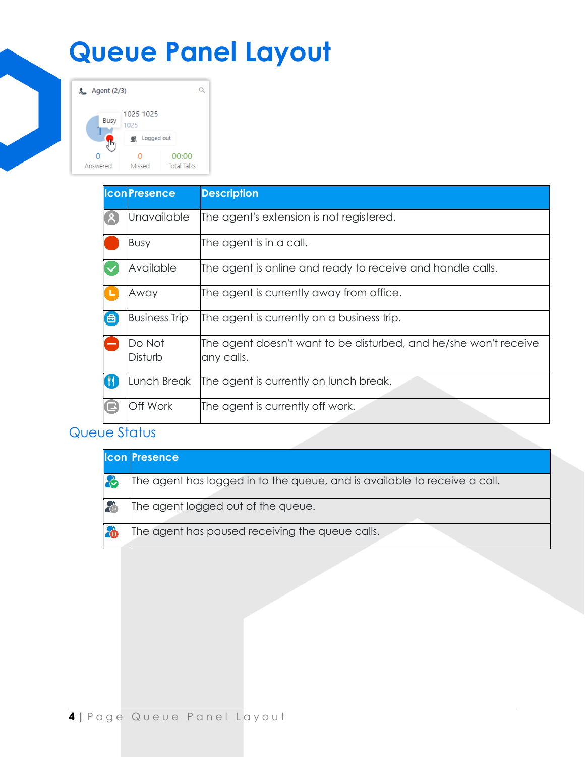# Queue Panel Layout

| Icon | Presence | Description |
|---|---|---|
| | Unavailable | The agent's extension is not registered. |
| | Busy | The agent is in a call. |
| | Available | The agent is online and ready to receive and handle calls. |
| | Away | The agent is currently away from office. |
| | Business Trip | The agent is currently on a business trip. |
| | Do Not Disturb | The agent doesn't want to be disturbed, and he/she won't receive any calls. |
| | Lunch Break | The agent is currently on lunch break. |
| | Off Work | The agent is currently off work. |

## Queue Status

| Icon | Presence |
|---|---|
| | The agent has logged in to the queue, and is available to receive a call. |
| | The agent logged out of the queue. |
| | The agent has paused receiving the queue calls. |